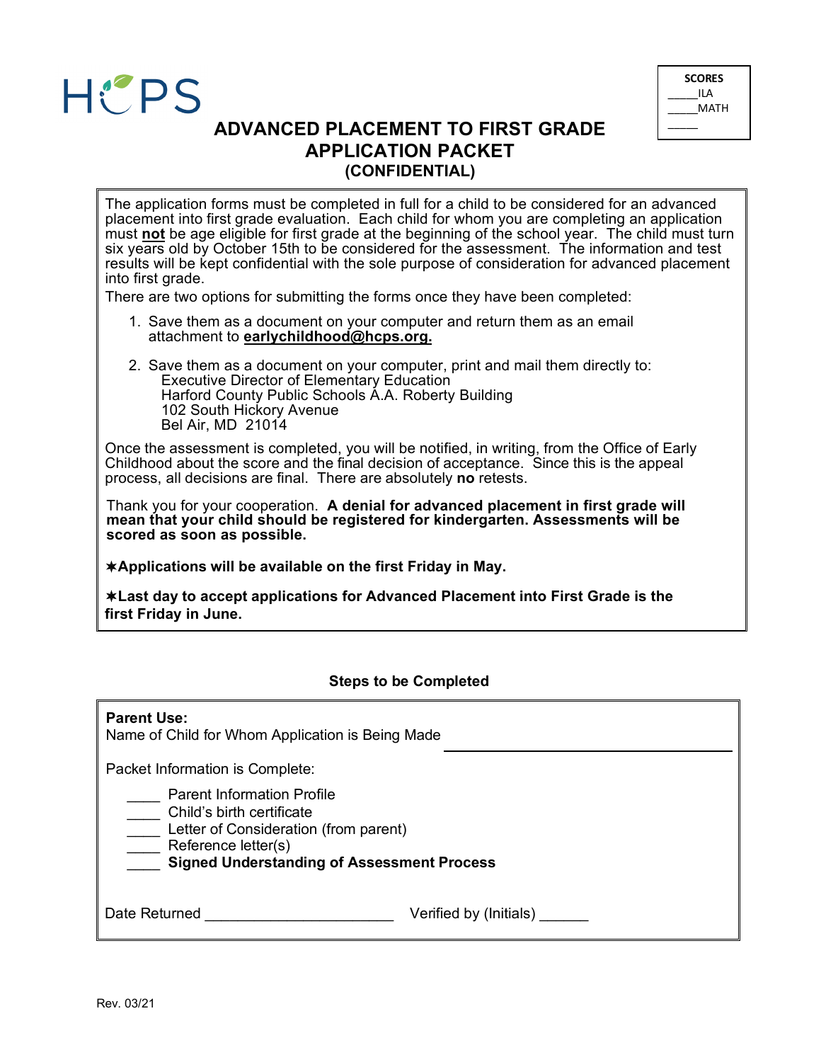HCPS

| SCORES |
| --- |
| _____ILA |
| _____MATH |
| _____ |

# ADVANCED PLACEMENT TO FIRST GRADE APPLICATION PACKET
## (CONFIDENTIAL)

The application forms must be completed in full for a child to be considered for an advanced placement into first grade evaluation. Each child for whom you are completing an application must **not** be age eligible for first grade at the beginning of the school year. The child must turn six years old by October 15th to be considered for the assessment. The information and test results will be kept confidential with the sole purpose of consideration for advanced placement into first grade.

There are two options for submitting the forms once they have been completed:

1. Save them as a document on your computer and return them as an email attachment to **earlychildhood@hcps.org.**

2. Save them as a document on your computer, print and mail them directly to:
   Executive Director of Elementary Education
   Harford County Public Schools A.A. Roberty Building
   102 South Hickory Avenue
   Bel Air, MD 21014

Once the assessment is completed, you will be notified, in writing, from the Office of Early Childhood about the score and the final decision of acceptance. Since this is the appeal process, all decisions are final. There are absolutely **no** retests.

Thank you for your cooperation. **A denial for advanced placement in first grade will mean that your child should be registered for kindergarten. Assessments will be scored as soon as possible.**

✶**Applications will be available on the first Friday in May.**

✶**Last day to accept applications for Advanced Placement into First Grade is the first Friday in June.**

### Steps to be Completed

**Parent Use:**

Name of Child for Whom Application is Being Made ______________________________

Packet Information is Complete:

- ____ Parent Information Profile
- ____ Child's birth certificate
- ____ Letter of Consideration (from parent)
- ____ Reference letter(s)
- ____ **Signed Understanding of Assessment Process**

Date Returned ______________________ Verified by (Initials) ______

Rev. 03/21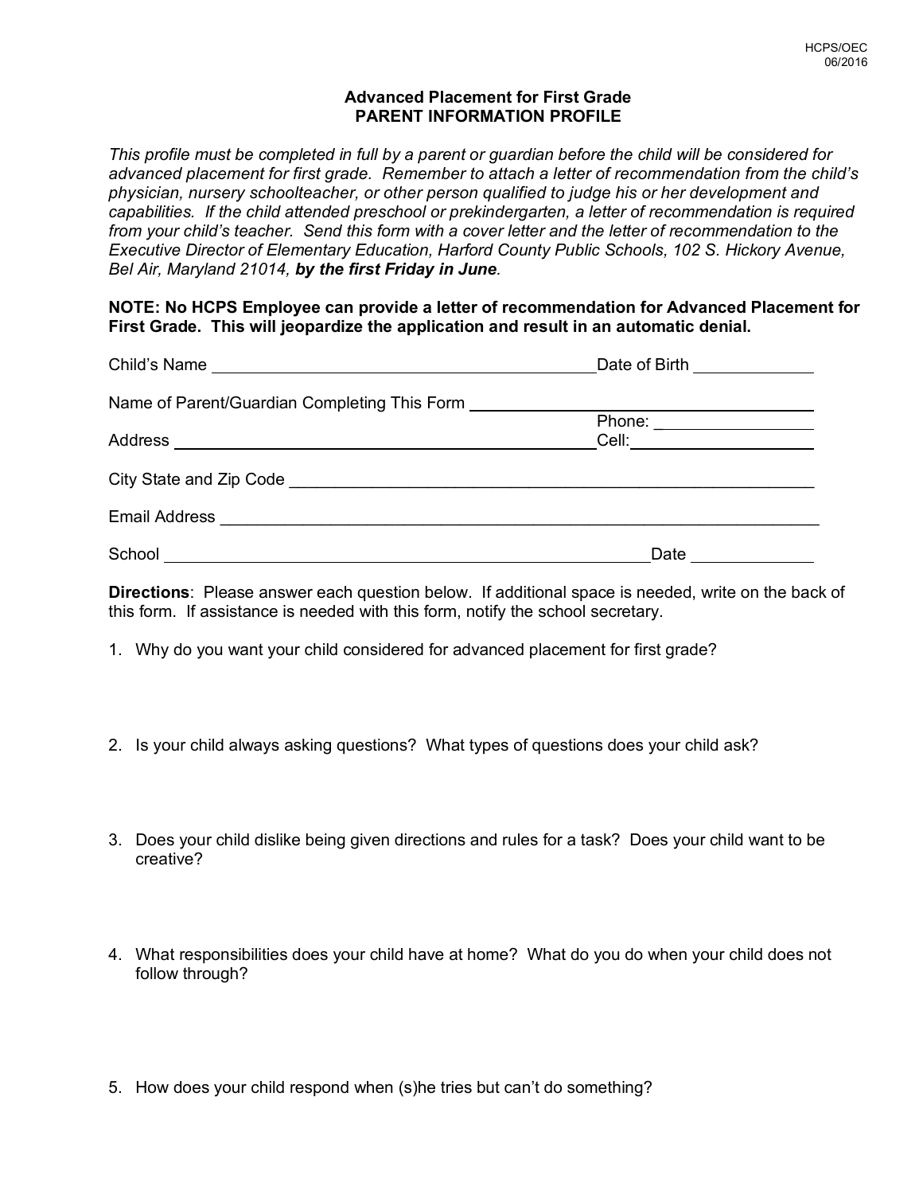HCPS/OEC
06/2016

## Advanced Placement for First Grade
## PARENT INFORMATION PROFILE

*This profile must be completed in full by a parent or guardian before the child will be considered for advanced placement for first grade. Remember to attach a letter of recommendation from the child's physician, nursery schoolteacher, or other person qualified to judge his or her development and capabilities. If the child attended preschool or prekindergarten, a letter of recommendation is required from your child's teacher. Send this form with a cover letter and the letter of recommendation to the Executive Director of Elementary Education, Harford County Public Schools, 102 S. Hickory Avenue, Bel Air, Maryland 21014,* ***by the first Friday in June****.*

**NOTE: No HCPS Employee can provide a letter of recommendation for Advanced Placement for First Grade. This will jeopardize the application and result in an automatic denial.**

Child's Name ____________________________________________ Date of Birth _____________

Name of Parent/Guardian Completing This Form ______________________________________

Address ________________________________________________ Phone: _________________
Cell: _____________________

City State and Zip Code ___________________________________________________________

Email Address ____________________________________________________________________

School ______________________________________________________ Date _____________

**Directions**: Please answer each question below. If additional space is needed, write on the back of this form. If assistance is needed with this form, notify the school secretary.

1. Why do you want your child considered for advanced placement for first grade?

2. Is your child always asking questions? What types of questions does your child ask?

3. Does your child dislike being given directions and rules for a task? Does your child want to be creative?

4. What responsibilities does your child have at home? What do you do when your child does not follow through?

5. How does your child respond when (s)he tries but can't do something?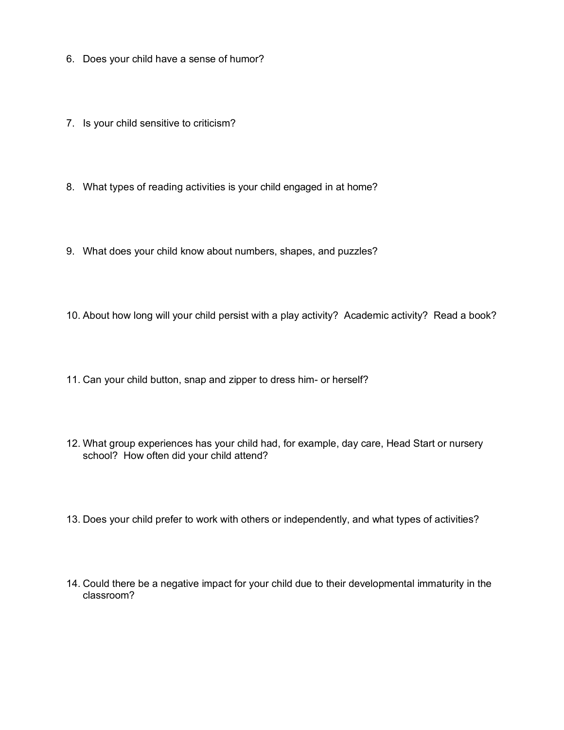6. Does your child have a sense of humor?

7. Is your child sensitive to criticism?

8. What types of reading activities is your child engaged in at home?

9. What does your child know about numbers, shapes, and puzzles?

10. About how long will your child persist with a play activity? Academic activity? Read a book?

11. Can your child button, snap and zipper to dress him- or herself?

12. What group experiences has your child had, for example, day care, Head Start or nursery school? How often did your child attend?

13. Does your child prefer to work with others or independently, and what types of activities?

14. Could there be a negative impact for your child due to their developmental immaturity in the classroom?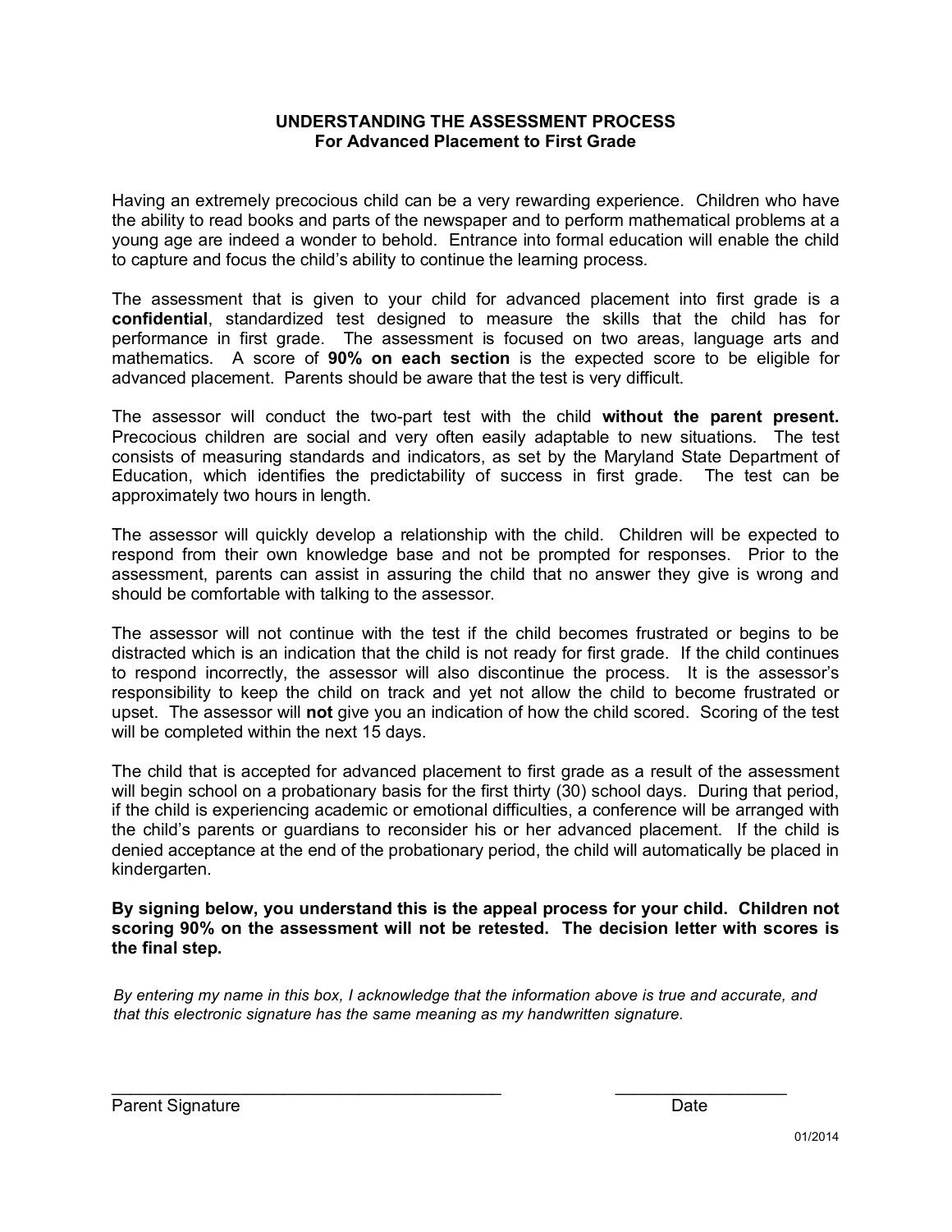## UNDERSTANDING THE ASSESSMENT PROCESS
## For Advanced Placement to First Grade

Having an extremely precocious child can be a very rewarding experience. Children who have the ability to read books and parts of the newspaper and to perform mathematical problems at a young age are indeed a wonder to behold. Entrance into formal education will enable the child to capture and focus the child's ability to continue the learning process.

The assessment that is given to your child for advanced placement into first grade is a **confidential**, standardized test designed to measure the skills that the child has for performance in first grade. The assessment is focused on two areas, language arts and mathematics. A score of **90% on each section** is the expected score to be eligible for advanced placement. Parents should be aware that the test is very difficult.

The assessor will conduct the two-part test with the child **without the parent present.** Precocious children are social and very often easily adaptable to new situations. The test consists of measuring standards and indicators, as set by the Maryland State Department of Education, which identifies the predictability of success in first grade. The test can be approximately two hours in length.

The assessor will quickly develop a relationship with the child. Children will be expected to respond from their own knowledge base and not be prompted for responses. Prior to the assessment, parents can assist in assuring the child that no answer they give is wrong and should be comfortable with talking to the assessor.

The assessor will not continue with the test if the child becomes frustrated or begins to be distracted which is an indication that the child is not ready for first grade. If the child continues to respond incorrectly, the assessor will also discontinue the process. It is the assessor's responsibility to keep the child on track and yet not allow the child to become frustrated or upset. The assessor will **not** give you an indication of how the child scored. Scoring of the test will be completed within the next 15 days.

The child that is accepted for advanced placement to first grade as a result of the assessment will begin school on a probationary basis for the first thirty (30) school days. During that period, if the child is experiencing academic or emotional difficulties, a conference will be arranged with the child's parents or guardians to reconsider his or her advanced placement. If the child is denied acceptance at the end of the probationary period, the child will automatically be placed in kindergarten.

**By signing below, you understand this is the appeal process for your child. Children not scoring 90% on the assessment will not be retested. The decision letter with scores is the final step.**

*By entering my name in this box, I acknowledge that the information above is true and accurate, and that this electronic signature has the same meaning as my handwritten signature.*

\_\_\_\_\_\_\_\_\_\_\_\_\_\_\_\_\_\_\_\_\_\_\_\_\_\_\_\_\_\_\_\_\_\_\_\_\_\_\_\_ \_\_\_\_\_\_\_\_\_\_\_\_\_\_\_\_\_\_\_\_
Parent Signature Date

01/2014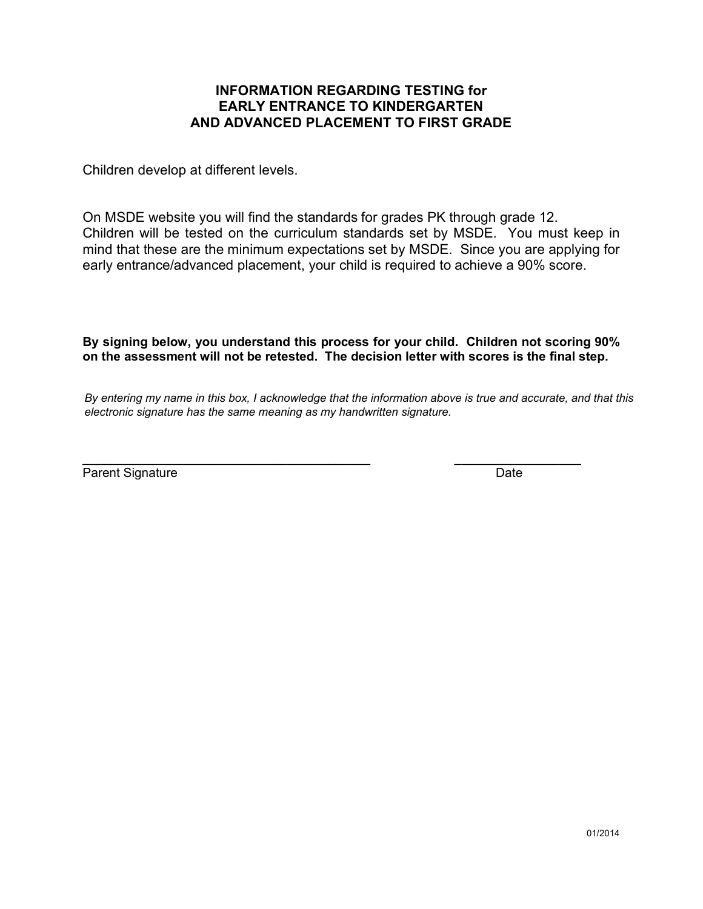# INFORMATION REGARDING TESTING for EARLY ENTRANCE TO KINDERGARTEN AND ADVANCED PLACEMENT TO FIRST GRADE

Children develop at different levels.

On MSDE website you will find the standards for grades PK through grade 12. Children will be tested on the curriculum standards set by MSDE. You must keep in mind that these are the minimum expectations set by MSDE. Since you are applying for early entrance/advanced placement, your child is required to achieve a 90% score.

**By signing below, you understand this process for your child. Children not scoring 90% on the assessment will not be retested. The decision letter with scores is the final step.**

*By entering my name in this box, I acknowledge that the information above is true and accurate, and that this electronic signature has the same meaning as my handwritten signature.*

\_\_\_\_\_\_\_\_\_\_\_\_\_\_\_\_\_\_\_\_\_\_\_\_\_\_\_\_\_\_\_\_\_\_\_\_\_\_\_\_ \_\_\_\_\_\_\_\_\_\_\_\_\_\_\_\_\_\_
Parent Signature Date

01/2014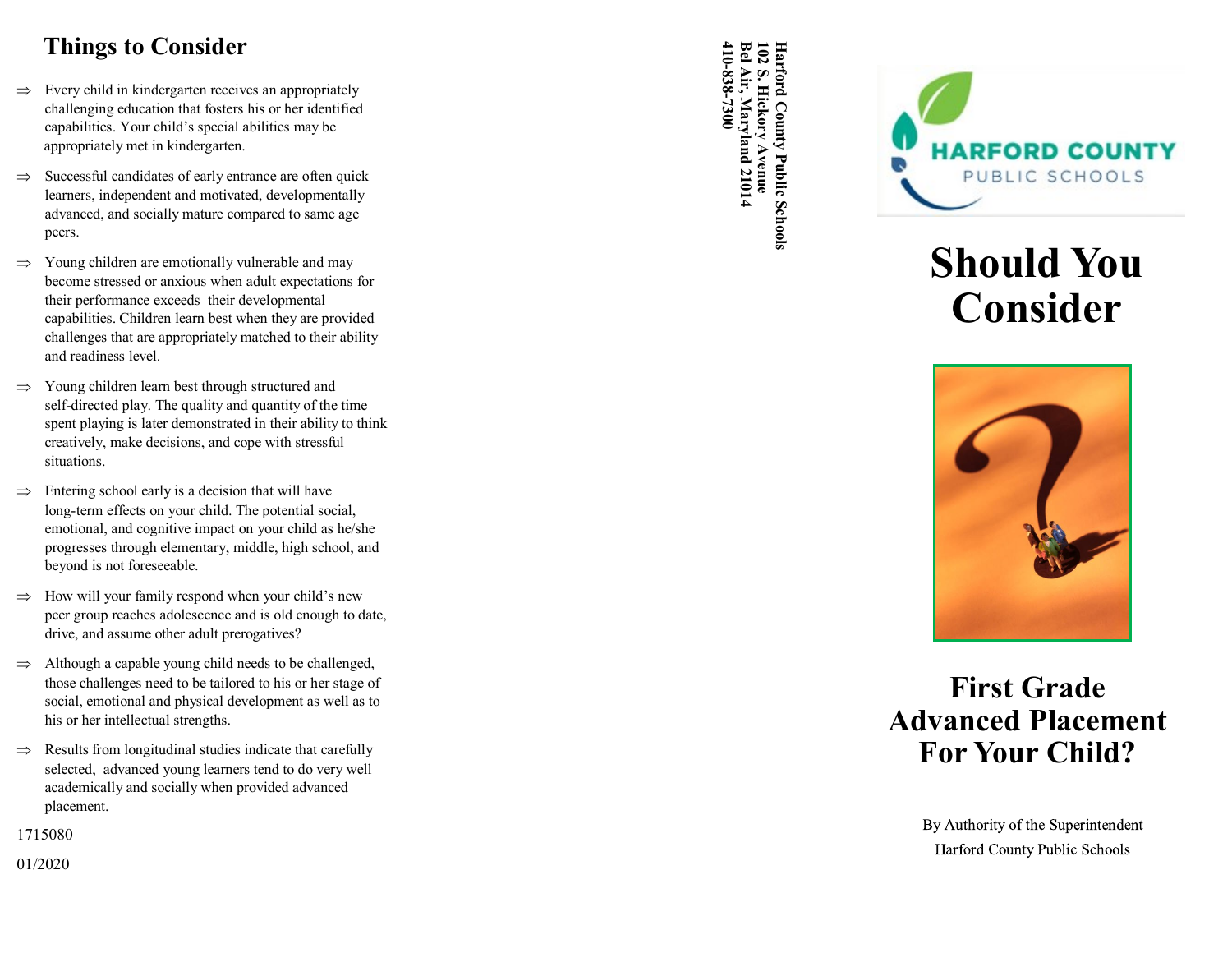## Things to Consider

- Every child in kindergarten receives an appropriately challenging education that fosters his or her identified capabilities. Your child's special abilities may be appropriately met in kindergarten.
- Successful candidates of early entrance are often quick learners, independent and motivated, developmentally advanced, and socially mature compared to same age peers.
- Young children are emotionally vulnerable and may become stressed or anxious when adult expectations for their performance exceeds their developmental capabilities. Children learn best when they are provided challenges that are appropriately matched to their ability and readiness level.
- Young children learn best through structured and self-directed play. The quality and quantity of the time spent playing is later demonstrated in their ability to think creatively, make decisions, and cope with stressful situations.
- Entering school early is a decision that will have long-term effects on your child. The potential social, emotional, and cognitive impact on your child as he/she progresses through elementary, middle, high school, and beyond is not foreseeable.
- How will your family respond when your child's new peer group reaches adolescence and is old enough to date, drive, and assume other adult prerogatives?
- Although a capable young child needs to be challenged, those challenges need to be tailored to his or her stage of social, emotional and physical development as well as to his or her intellectual strengths.
- Results from longitudinal studies indicate that carefully selected, advanced young learners tend to do very well academically and socially when provided advanced placement.

1715080

01/2020

**Harford County Public Schools**
**102 S. Hickory Avenue**
**Bel Air, Maryland 21014**
**410-838-7300**

HARFORD COUNTY
PUBLIC SCHOOLS

# Should You Consider

## First Grade Advanced Placement For Your Child?

By Authority of the Superintendent
Harford County Public Schools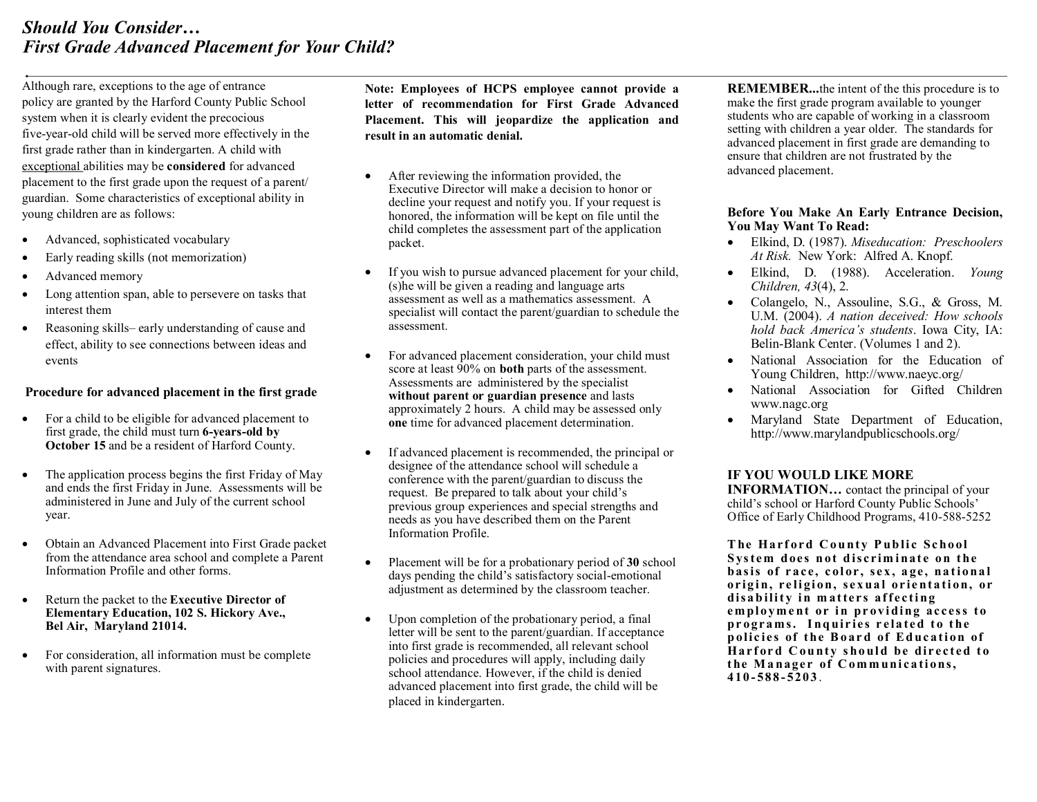# *Should You Consider… First Grade Advanced Placement for Your Child?*

Although rare, exceptions to the age of entrance policy are granted by the Harford County Public School system when it is clearly evident the precocious five-year-old child will be served more effectively in the first grade rather than in kindergarten. A child with exceptional abilities may be **considered** for advanced placement to the first grade upon the request of a parent/ guardian. Some characteristics of exceptional ability in young children are as follows:

- Advanced, sophisticated vocabulary
- Early reading skills (not memorization)
- Advanced memory
- Long attention span, able to persevere on tasks that interest them
- Reasoning skills– early understanding of cause and effect, ability to see connections between ideas and events

### Procedure for advanced placement in the first grade

- For a child to be eligible for advanced placement to first grade, the child must turn **6-years-old by October 15** and be a resident of Harford County.
- The application process begins the first Friday of May and ends the first Friday in June. Assessments will be administered in June and July of the current school year.
- Obtain an Advanced Placement into First Grade packet from the attendance area school and complete a Parent Information Profile and other forms.
- Return the packet to the **Executive Director of Elementary Education, 102 S. Hickory Ave., Bel Air, Maryland 21014.**
- For consideration, all information must be complete with parent signatures.

**Note: Employees of HCPS employee cannot provide a letter of recommendation for First Grade Advanced Placement. This will jeopardize the application and result in an automatic denial.**

- After reviewing the information provided, the Executive Director will make a decision to honor or decline your request and notify you. If your request is honored, the information will be kept on file until the child completes the assessment part of the application packet.
- If you wish to pursue advanced placement for your child, (s)he will be given a reading and language arts assessment as well as a mathematics assessment. A specialist will contact the parent/guardian to schedule the assessment.
- For advanced placement consideration, your child must score at least 90% on **both** parts of the assessment. Assessments are administered by the specialist **without parent or guardian presence** and lasts approximately 2 hours. A child may be assessed only **one** time for advanced placement determination.
- If advanced placement is recommended, the principal or designee of the attendance school will schedule a conference with the parent/guardian to discuss the request. Be prepared to talk about your child's previous group experiences and special strengths and needs as you have described them on the Parent Information Profile.
- Placement will be for a probationary period of **30** school days pending the child's satisfactory social-emotional adjustment as determined by the classroom teacher.
- Upon completion of the probationary period, a final letter will be sent to the parent/guardian. If acceptance into first grade is recommended, all relevant school policies and procedures will apply, including daily school attendance. However, if the child is denied advanced placement into first grade, the child will be placed in kindergarten.

**REMEMBER...**the intent of the this procedure is to make the first grade program available to younger students who are capable of working in a classroom setting with children a year older. The standards for advanced placement in first grade are demanding to ensure that children are not frustrated by the advanced placement.

**Before You Make An Early Entrance Decision, You May Want To Read:**

- Elkind, D. (1987). *Miseducation: Preschoolers At Risk.* New York: Alfred A. Knopf.
- Elkind, D. (1988). Acceleration. *Young Children, 43*(4), 2.
- Colangelo, N., Assouline, S.G., & Gross, M. U.M. (2004). *A nation deceived: How schools hold back America's students*. Iowa City, IA: Belin-Blank Center. (Volumes 1 and 2).
- National Association for the Education of Young Children, http://www.naeyc.org/
- National Association for Gifted Children www.nagc.org
- Maryland State Department of Education, http://www.marylandpublicschools.org/

**IF YOU WOULD LIKE MORE INFORMATION…** contact the principal of your child's school or Harford County Public Schools' Office of Early Childhood Programs, 410-588-5252

**The Harford County Public School System does not discriminate on the basis of race, color, sex, age, national origin, religion, sexual orientation, or disability in matters affecting employment or in providing access to programs. Inquiries related to the policies of the Board of Education of Harford County should be directed to the Manager of Communications, 410-588-5203**.